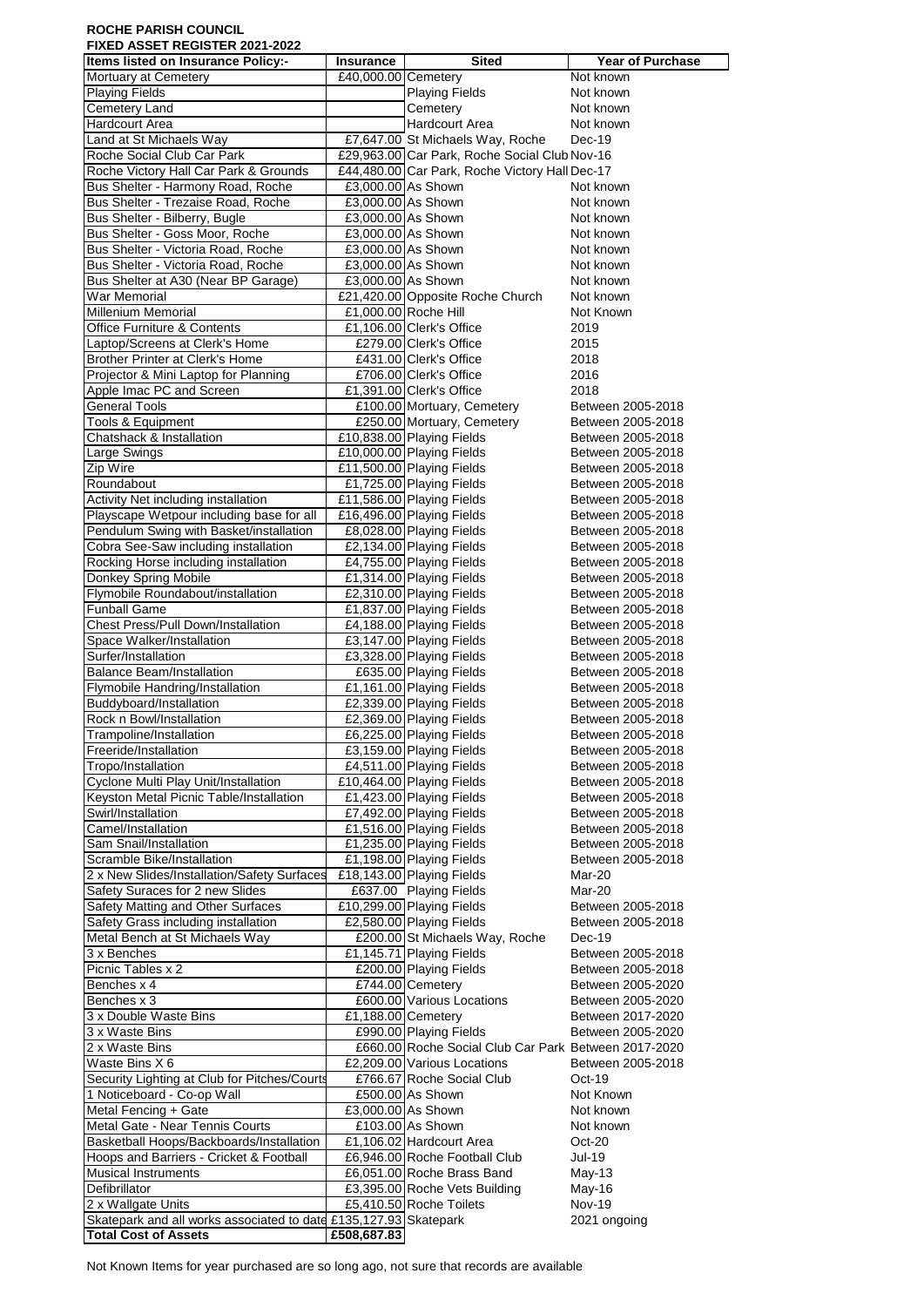**ROCHE PARISH COUNCIL**
**FIXED ASSET REGISTER 2021-2022**

| Items listed on Insurance Policy:- | Insurance | Sited | Year of Purchase |
|---|---|---|---|
| Mortuary at Cemetery | £40,000.00 | Cemetery | Not known |
| Playing Fields | | Playing Fields | Not known |
| Cemetery Land | | Cemetery | Not known |
| Hardcourt Area | | Hardcourt Area | Not known |
| Land at St Michaels Way | £7,647.00 | St Michaels Way, Roche | Dec-19 |
| Roche Social Club Car Park | £29,963.00 | Car Park, Roche Social Club | Nov-16 |
| Roche Victory Hall Car Park & Grounds | £44,480.00 | Car Park, Roche Victory Hall | Dec-17 |
| Bus Shelter - Harmony Road, Roche | £3,000.00 | As Shown | Not known |
| Bus Shelter - Trezaise Road, Roche | £3,000.00 | As Shown | Not known |
| Bus Shelter - Bilberry, Bugle | £3,000.00 | As Shown | Not known |
| Bus Shelter - Goss Moor, Roche | £3,000.00 | As Shown | Not known |
| Bus Shelter - Victoria Road, Roche | £3,000.00 | As Shown | Not known |
| Bus Shelter - Victoria Road, Roche | £3,000.00 | As Shown | Not known |
| Bus Shelter at A30 (Near BP Garage) | £3,000.00 | As Shown | Not known |
| War Memorial | £21,420.00 | Opposite Roche Church | Not known |
| Millenium Memorial | £1,000.00 | Roche Hill | Not Known |
| Office Furniture & Contents | £1,106.00 | Clerk's Office | 2019 |
| Laptop/Screens at Clerk's Home | £279.00 | Clerk's Office | 2015 |
| Brother Printer at Clerk's Home | £431.00 | Clerk's Office | 2018 |
| Projector & Mini Laptop for Planning | £706.00 | Clerk's Office | 2016 |
| Apple Imac PC and Screen | £1,391.00 | Clerk's Office | 2018 |
| General Tools | £100.00 | Mortuary, Cemetery | Between 2005-2018 |
| Tools & Equipment | £250.00 | Mortuary, Cemetery | Between 2005-2018 |
| Chatshack & Installation | £10,838.00 | Playing Fields | Between 2005-2018 |
| Large Swings | £10,000.00 | Playing Fields | Between 2005-2018 |
| Zip Wire | £11,500.00 | Playing Fields | Between 2005-2018 |
| Roundabout | £1,725.00 | Playing Fields | Between 2005-2018 |
| Activity Net including installation | £11,586.00 | Playing Fields | Between 2005-2018 |
| Playscape Wetpour including base for all | £16,496.00 | Playing Fields | Between 2005-2018 |
| Pendulum Swing with Basket/installation | £8,028.00 | Playing Fields | Between 2005-2018 |
| Cobra See-Saw including installation | £2,134.00 | Playing Fields | Between 2005-2018 |
| Rocking Horse including installation | £4,755.00 | Playing Fields | Between 2005-2018 |
| Donkey Spring Mobile | £1,314.00 | Playing Fields | Between 2005-2018 |
| Flymobile Roundabout/installation | £2,310.00 | Playing Fields | Between 2005-2018 |
| Funball Game | £1,837.00 | Playing Fields | Between 2005-2018 |
| Chest Press/Pull Down/Installation | £4,188.00 | Playing Fields | Between 2005-2018 |
| Space Walker/Installation | £3,147.00 | Playing Fields | Between 2005-2018 |
| Surfer/Installation | £3,328.00 | Playing Fields | Between 2005-2018 |
| Balance Beam/Installation | £635.00 | Playing Fields | Between 2005-2018 |
| Flymobile Handring/Installation | £1,161.00 | Playing Fields | Between 2005-2018 |
| Buddyboard/Installation | £2,339.00 | Playing Fields | Between 2005-2018 |
| Rock n Bowl/Installation | £2,369.00 | Playing Fields | Between 2005-2018 |
| Trampoline/Installation | £6,225.00 | Playing Fields | Between 2005-2018 |
| Freeride/Installation | £3,159.00 | Playing Fields | Between 2005-2018 |
| Tropo/Installation | £4,511.00 | Playing Fields | Between 2005-2018 |
| Cyclone Multi Play Unit/Installation | £10,464.00 | Playing Fields | Between 2005-2018 |
| Keyston Metal Picnic Table/Installation | £1,423.00 | Playing Fields | Between 2005-2018 |
| Swirl/Installation | £7,492.00 | Playing Fields | Between 2005-2018 |
| Camel/Installation | £1,516.00 | Playing Fields | Between 2005-2018 |
| Sam Snail/Installation | £1,235.00 | Playing Fields | Between 2005-2018 |
| Scramble Bike/Installation | £1,198.00 | Playing Fields | Between 2005-2018 |
| 2 x New Slides/Installation/Safety Surfaces | £18,143.00 | Playing Fields | Mar-20 |
| Safety Suraces for 2 new Slides | £637.00 | Playing Fields | Mar-20 |
| Safety Matting and Other Surfaces | £10,299.00 | Playing Fields | Between 2005-2018 |
| Safety Grass including installation | £2,580.00 | Playing Fields | Between 2005-2018 |
| Metal Bench at St Michaels Way | £200.00 | St Michaels Way, Roche | Dec-19 |
| 3 x Benches | £1,145.71 | Playing Fields | Between 2005-2018 |
| Picnic Tables x 2 | £200.00 | Playing Fields | Between 2005-2018 |
| Benches x 4 | £744.00 | Cemetery | Between 2005-2020 |
| Benches x 3 | £600.00 | Various Locations | Between 2005-2020 |
| 3 x Double Waste Bins | £1,188.00 | Cemetery | Between 2017-2020 |
| 3 x Waste Bins | £990.00 | Playing Fields | Between 2005-2020 |
| 2 x Waste Bins | £660.00 | Roche Social Club Car Park | Between 2017-2020 |
| Waste Bins X 6 | £2,209.00 | Various Locations | Between 2005-2018 |
| Security Lighting at Club for Pitches/Courts | £766.67 | Roche Social Club | Oct-19 |
| 1 Noticeboard - Co-op Wall | £500.00 | As Shown | Not Known |
| Metal Fencing + Gate | £3,000.00 | As Shown | Not known |
| Metal Gate - Near Tennis Courts | £103.00 | As Shown | Not known |
| Basketball Hoops/Backboards/Installation | £1,106.02 | Hardcourt Area | Oct-20 |
| Hoops and Barriers - Cricket & Football | £6,946.00 | Roche Football Club | Jul-19 |
| Musical Instruments | £6,051.00 | Roche Brass Band | May-13 |
| Defibrillator | £3,395.00 | Roche Vets Building | May-16 |
| 2 x Wallgate Units | £5,410.50 | Roche Toilets | Nov-19 |
| Skatepark and all works associated to date | £135,127.93 | Skatepark | 2021 ongoing |
| **Total Cost of Assets** | **£508,687.83** | | |

Not Known Items for year purchased are so long ago, not sure that records are available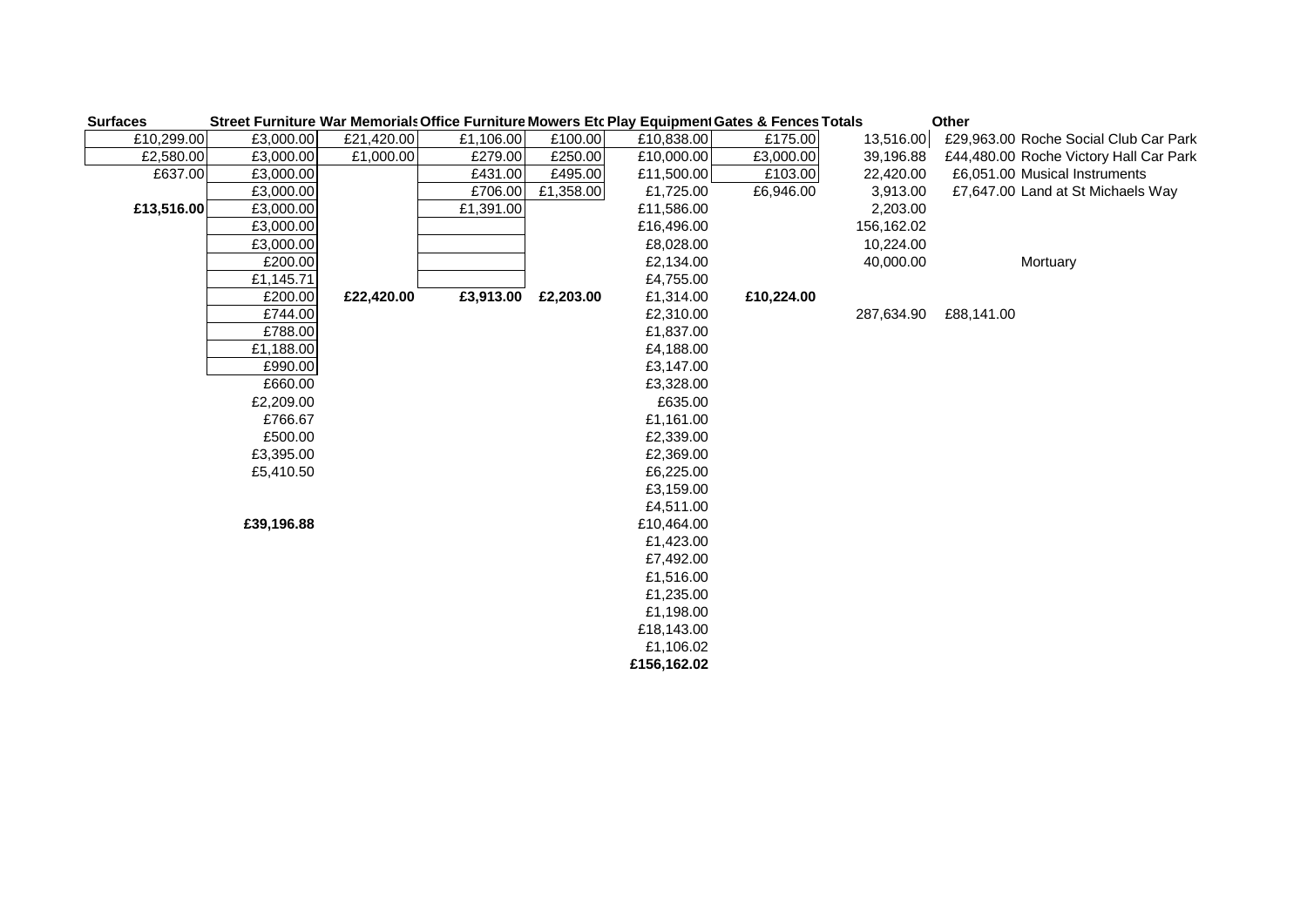| Surfaces | Street Furniture | War Memorials | Office Furniture | Mowers Etc | Play Equipment | Gates & Fences | Totals | Other | |
|---|---|---|---|---|---|---|---|---|---|
| £10,299.00 | £3,000.00 | £21,420.00 | £1,106.00 | £100.00 | £10,838.00 | £175.00 | 13,516.00 | £29,963.00 | Roche Social Club Car Park |
| £2,580.00 | £3,000.00 | £1,000.00 | £279.00 | £250.00 | £10,000.00 | £3,000.00 | 39,196.88 | £44,480.00 | Roche Victory Hall Car Park |
| £637.00 | £3,000.00 | | £431.00 | £495.00 | £11,500.00 | £103.00 | 22,420.00 | £6,051.00 | Musical Instruments |
| | £3,000.00 | | £706.00 | £1,358.00 | £1,725.00 | £6,946.00 | 3,913.00 | £7,647.00 | Land at St Michaels Way |
| **£13,516.00** | £3,000.00 | | £1,391.00 | | £11,586.00 | | 2,203.00 | | |
| | £3,000.00 | | | | £16,496.00 | | 156,162.02 | | |
| | £3,000.00 | | | | £8,028.00 | | 10,224.00 | | |
| | £200.00 | | | | £2,134.00 | | 40,000.00 | | Mortuary |
| | £1,145.71 | | | | £4,755.00 | | | | |
| | £200.00 | **£22,420.00** | **£3,913.00** | **£2,203.00** | £1,314.00 | **£10,224.00** | | | |
| | £744.00 | | | | £2,310.00 | | 287,634.90 | £88,141.00 | |
| | £788.00 | | | | £1,837.00 | | | | |
| | £1,188.00 | | | | £4,188.00 | | | | |
| | £990.00 | | | | £3,147.00 | | | | |
| | £660.00 | | | | £3,328.00 | | | | |
| | £2,209.00 | | | | £635.00 | | | | |
| | £766.67 | | | | £1,161.00 | | | | |
| | £500.00 | | | | £2,339.00 | | | | |
| | £3,395.00 | | | | £2,369.00 | | | | |
| | £5,410.50 | | | | £6,225.00 | | | | |
| | | | | | £3,159.00 | | | | |
| | | | | | £4,511.00 | | | | |
| | **£39,196.88** | | | | £10,464.00 | | | | |
| | | | | | £1,423.00 | | | | |
| | | | | | £7,492.00 | | | | |
| | | | | | £1,516.00 | | | | |
| | | | | | £1,235.00 | | | | |
| | | | | | £1,198.00 | | | | |
| | | | | | £18,143.00 | | | | |
| | | | | | £1,106.02 | | | | |
| | | | | | **£156,162.02** | | | | |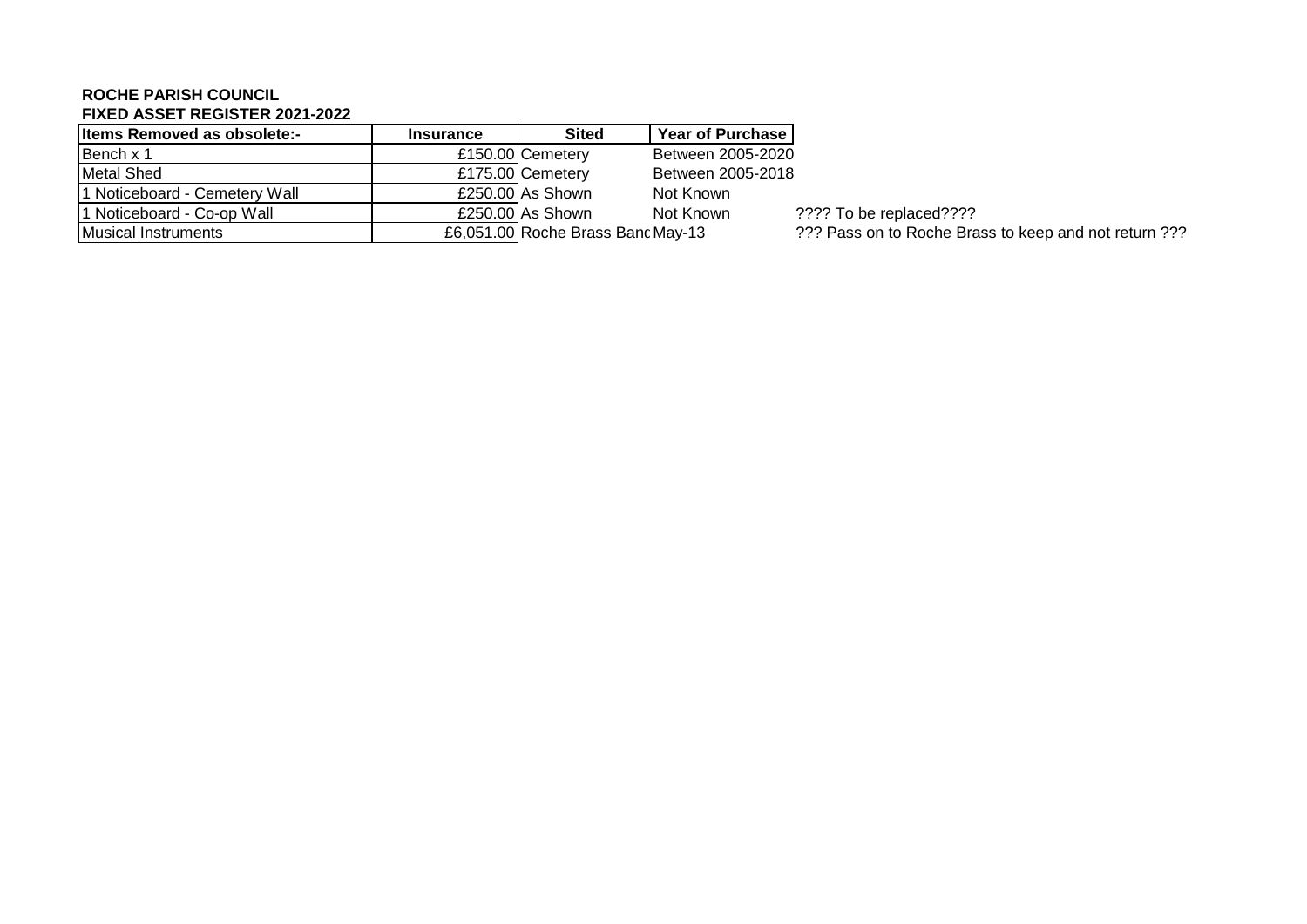**ROCHE PARISH COUNCIL**
**FIXED ASSET REGISTER 2021-2022**

| Items Removed as obsolete:- | Insurance | Sited | Year of Purchase | |
|---|---|---|---|---|
| Bench x 1 | £150.00 | Cemetery | Between 2005-2020 | |
| Metal Shed | £175.00 | Cemetery | Between 2005-2018 | |
| 1 Noticeboard - Cemetery Wall | £250.00 | As Shown | Not Known | |
| 1 Noticeboard - Co-op Wall | £250.00 | As Shown | Not Known | ???? To be replaced???? |
| Musical Instruments | £6,051.00 | Roche Brass Banc | May-13 | ??? Pass on to Roche Brass to keep and not return ??? |